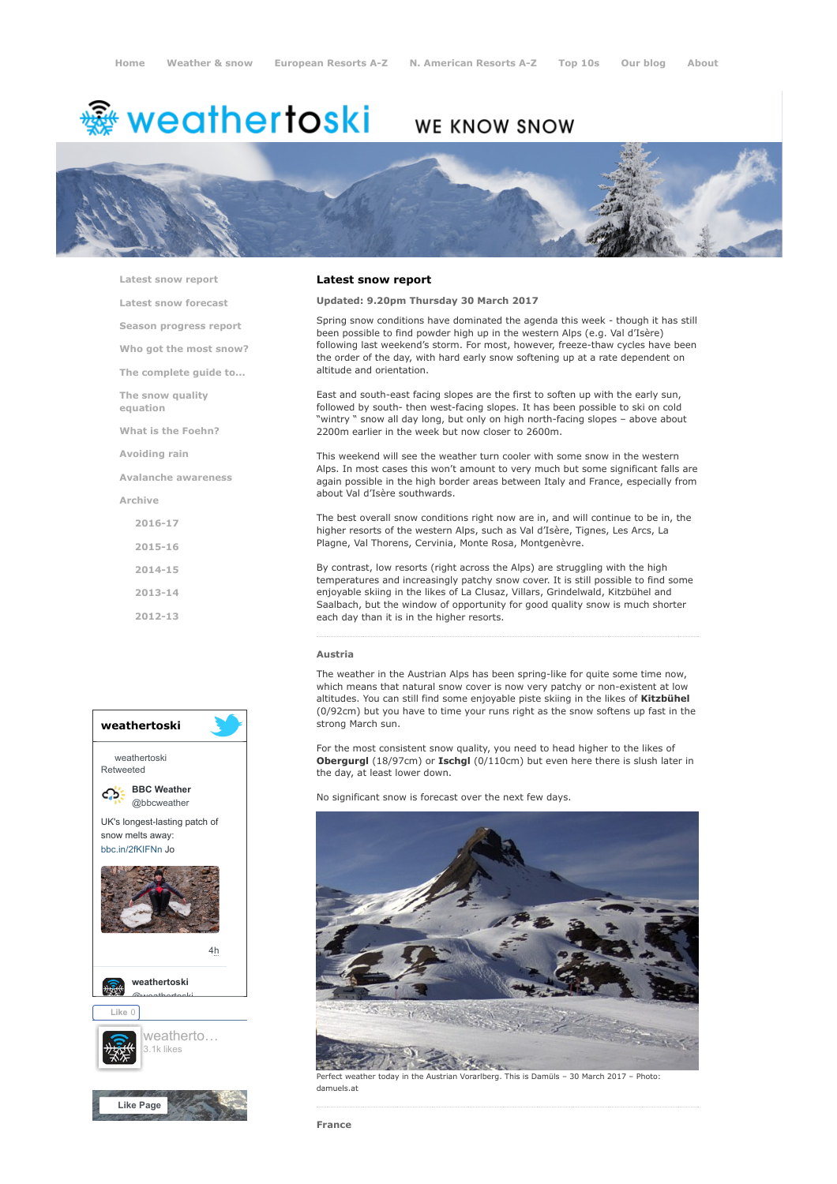Home | Weather & snow | European Resorts A-Z | N. American Resorts A-Z | Top 10s | Our blog | About

# weathertoski

WE KNOW SNOW

- Latest snow report
- Latest snow forecast
- Season progress report
- Who got the most snow?
- The complete guide to...
- The snow quality equation
- What is the Foehn?
- Avoiding rain
- Avalanche awareness
- Archive
  - 2016-17
  - 2015-16
  - 2014-15
  - 2013-14
  - 2012-13

## Latest snow report

**Updated: 9.20pm Thursday 30 March 2017**

Spring snow conditions have dominated the agenda this week - though it has still been possible to find powder high up in the western Alps (e.g. Val d'Isère) following last weekend's storm. For most, however, freeze-thaw cycles have been the order of the day, with hard early snow softening up at a rate dependent on altitude and orientation.

East and south-east facing slopes are the first to soften up with the early sun, followed by south- then west-facing slopes. It has been possible to ski on cold "wintry " snow all day long, but only on high north-facing slopes – above about 2200m earlier in the week but now closer to 2600m.

This weekend will see the weather turn cooler with some snow in the western Alps. In most cases this won't amount to very much but some significant falls are again possible in the high border areas between Italy and France, especially from about Val d'Isère southwards.

The best overall snow conditions right now are in, and will continue to be in, the higher resorts of the western Alps, such as Val d'Isère, Tignes, Les Arcs, La Plagne, Val Thorens, Cervinia, Monte Rosa, Montgenèvre.

By contrast, low resorts (right across the Alps) are struggling with the high temperatures and increasingly patchy snow cover. It is still possible to find some enjoyable skiing in the likes of La Clusaz, Villars, Grindelwald, Kitzbühel and Saalbach, but the window of opportunity for good quality snow is much shorter each day than it is in the higher resorts.

### Austria

The weather in the Austrian Alps has been spring-like for quite some time now, which means that natural snow cover is now very patchy or non-existent at low altitudes. You can still find some enjoyable piste skiing in the likes of **Kitzbühel** (0/92cm) but you have to time your runs right as the snow softens up fast in the strong March sun.

For the most consistent snow quality, you need to head higher to the likes of **Obergurgl** (18/97cm) or **Ischgl** (0/110cm) but even here there is slush later in the day, at least lower down.

No significant snow is forecast over the next few days.

Perfect weather today in the Austrian Vorarlberg. This is Damüls – 30 March 2017 – Photo: damuels.at

### France

**weathertoski**

weathertoski Retweeted

BBC Weather @bbcweather

UK's longest-lasting patch of snow melts away: bbc.in/2fKIFNn Jo

4h

weathertoski @weathertoski

Like 0

weatherto... 3.1k likes

Like Page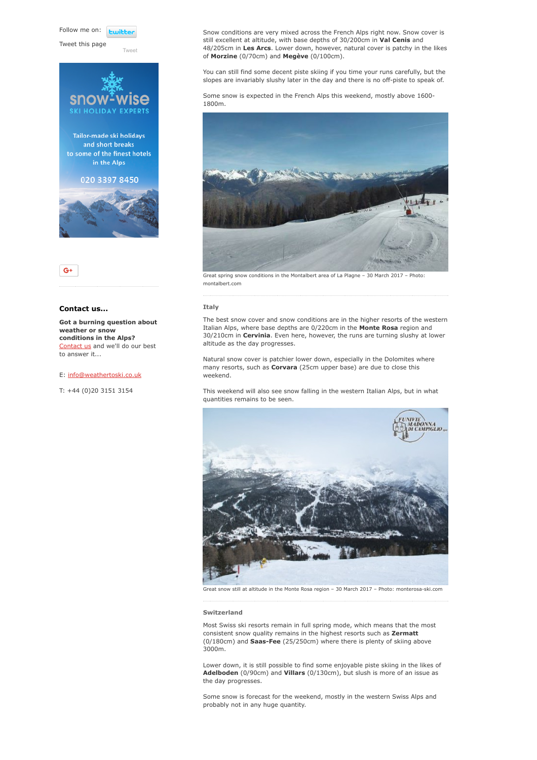Follow me on: twitter

Tweet this page

Tweet

snow-wise
SKI HOLIDAY EXPERTS

Tailor-made ski holidays and short breaks to some of the finest hotels in the Alps

020 3397 8450

G+

**Contact us...**

**Got a burning question about weather or snow conditions in the Alps?** Contact us and we'll do our best to answer it...

E: info@weathertoski.co.uk

T: +44 (0)20 3151 3154

Snow conditions are very mixed across the French Alps right now. Snow cover is still excellent at altitude, with base depths of 30/200cm in **Val Cenis** and 48/205cm in **Les Arcs**. Lower down, however, natural cover is patchy in the likes of **Morzine** (0/70cm) and **Megève** (0/100cm).

You can still find some decent piste skiing if you time your runs carefully, but the slopes are invariably slushy later in the day and there is no off-piste to speak of.

Some snow is expected in the French Alps this weekend, mostly above 1600-1800m.

Great spring snow conditions in the Montalbert area of La Plagne – 30 March 2017 – Photo: montalbert.com

### Italy

The best snow cover and snow conditions are in the higher resorts of the western Italian Alps, where base depths are 0/220cm in the **Monte Rosa** region and 30/210cm in **Cervinia**. Even here, however, the runs are turning slushy at lower altitude as the day progresses.

Natural snow cover is patchier lower down, especially in the Dolomites where many resorts, such as **Corvara** (25cm upper base) are due to close this weekend.

This weekend will also see snow falling in the western Italian Alps, but in what quantities remains to be seen.

Great snow still at altitude in the Monte Rosa region – 30 March 2017 – Photo: monterosa-ski.com

### Switzerland

Most Swiss ski resorts remain in full spring mode, which means that the most consistent snow quality remains in the highest resorts such as **Zermatt** (0/180cm) and **Saas-Fee** (25/250cm) where there is plenty of skiing above 3000m.

Lower down, it is still possible to find some enjoyable piste skiing in the likes of **Adelboden** (0/90cm) and **Villars** (0/130cm), but slush is more of an issue as the day progresses.

Some snow is forecast for the weekend, mostly in the western Swiss Alps and probably not in any huge quantity.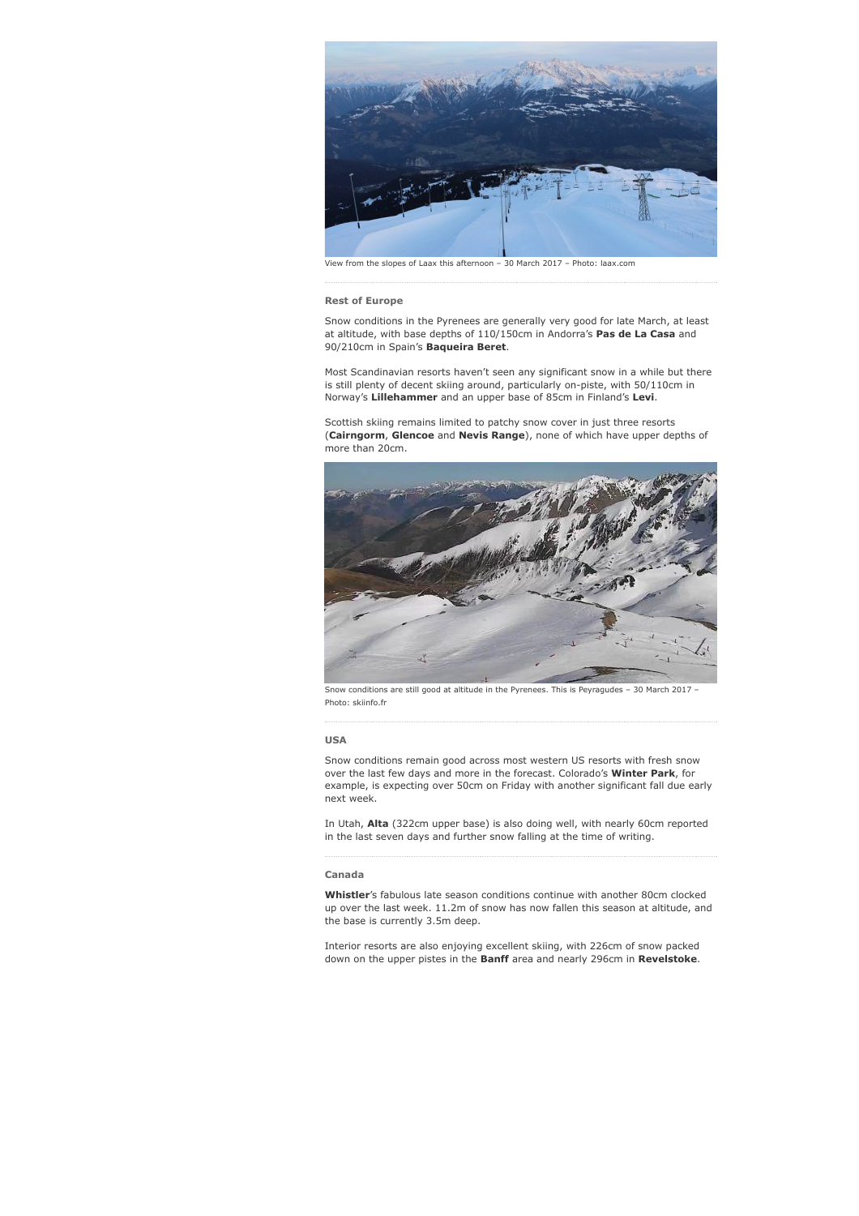View from the slopes of Laax this afternoon – 30 March 2017 – Photo: laax.com

### Rest of Europe

Snow conditions in the Pyrenees are generally very good for late March, at least at altitude, with base depths of 110/150cm in Andorra's **Pas de La Casa** and 90/210cm in Spain's **Baqueira Beret**.

Most Scandinavian resorts haven't seen any significant snow in a while but there is still plenty of decent skiing around, particularly on-piste, with 50/110cm in Norway's **Lillehammer** and an upper base of 85cm in Finland's **Levi**.

Scottish skiing remains limited to patchy snow cover in just three resorts (**Cairngorm**, **Glencoe** and **Nevis Range**), none of which have upper depths of more than 20cm.

Snow conditions are still good at altitude in the Pyrenees. This is Peyragudes – 30 March 2017 – Photo: skiinfo.fr

### USA

Snow conditions remain good across most western US resorts with fresh snow over the last few days and more in the forecast. Colorado's **Winter Park**, for example, is expecting over 50cm on Friday with another significant fall due early next week.

In Utah, **Alta** (322cm upper base) is also doing well, with nearly 60cm reported in the last seven days and further snow falling at the time of writing.

### Canada

**Whistler**'s fabulous late season conditions continue with another 80cm clocked up over the last week. 11.2m of snow has now fallen this season at altitude, and the base is currently 3.5m deep.

Interior resorts are also enjoying excellent skiing, with 226cm of snow packed down on the upper pistes in the **Banff** area and nearly 296cm in **Revelstoke**.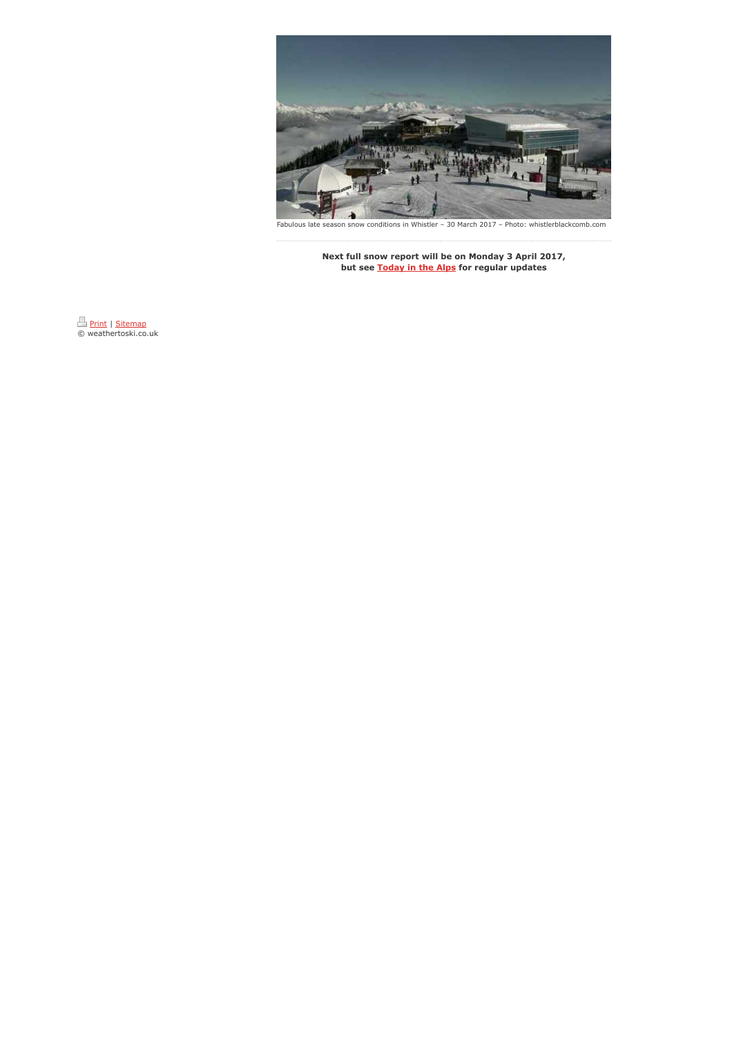Fabulous late season snow conditions in Whistler – 30 March 2017 – Photo: whistlerblackcomb.com

**Next full snow report will be on Monday 3 April 2017, but see Today in the Alps for regular updates**

Print | Sitemap
© weathertoski.co.uk